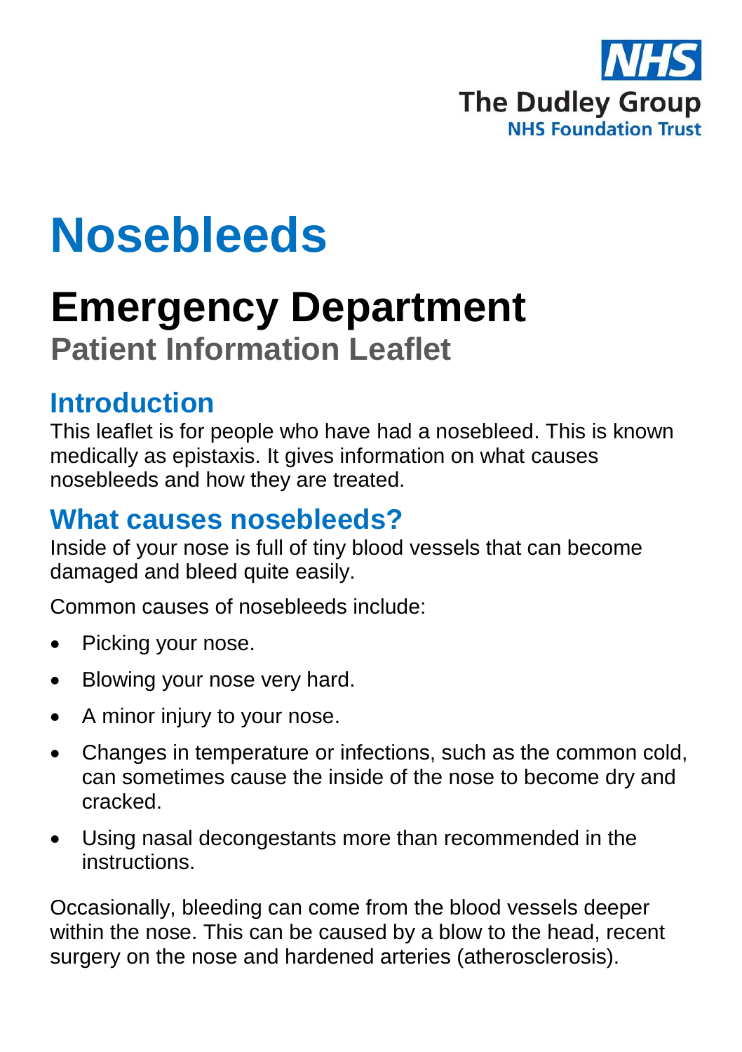NHS

The Dudley Group
NHS Foundation Trust

# Nosebleeds

## Emergency Department

**Patient Information Leaflet**

## Introduction

This leaflet is for people who have had a nosebleed. This is known medically as epistaxis. It gives information on what causes nosebleeds and how they are treated.

## What causes nosebleeds?

Inside of your nose is full of tiny blood vessels that can become damaged and bleed quite easily.

Common causes of nosebleeds include:

- Picking your nose.
- Blowing your nose very hard.
- A minor injury to your nose.
- Changes in temperature or infections, such as the common cold, can sometimes cause the inside of the nose to become dry and cracked.
- Using nasal decongestants more than recommended in the instructions.

Occasionally, bleeding can come from the blood vessels deeper within the nose. This can be caused by a blow to the head, recent surgery on the nose and hardened arteries (atherosclerosis).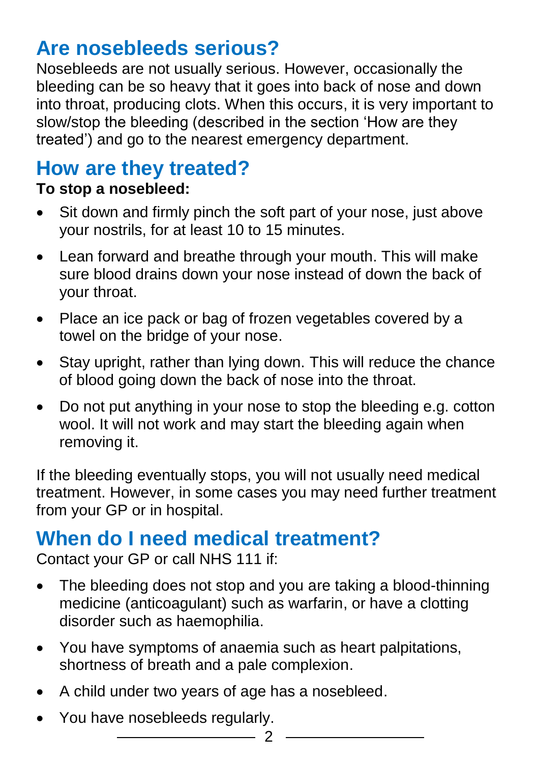## Are nosebleeds serious?

Nosebleeds are not usually serious. However, occasionally the bleeding can be so heavy that it goes into back of nose and down into throat, producing clots. When this occurs, it is very important to slow/stop the bleeding (described in the section 'How are they treated') and go to the nearest emergency department.

## How are they treated?

**To stop a nosebleed:**

- Sit down and firmly pinch the soft part of your nose, just above your nostrils, for at least 10 to 15 minutes.
- Lean forward and breathe through your mouth. This will make sure blood drains down your nose instead of down the back of your throat.
- Place an ice pack or bag of frozen vegetables covered by a towel on the bridge of your nose.
- Stay upright, rather than lying down. This will reduce the chance of blood going down the back of nose into the throat.
- Do not put anything in your nose to stop the bleeding e.g. cotton wool. It will not work and may start the bleeding again when removing it.

If the bleeding eventually stops, you will not usually need medical treatment. However, in some cases you may need further treatment from your GP or in hospital.

## When do I need medical treatment?

Contact your GP or call NHS 111 if:

- The bleeding does not stop and you are taking a blood-thinning medicine (anticoagulant) such as warfarin, or have a clotting disorder such as haemophilia.
- You have symptoms of anaemia such as heart palpitations, shortness of breath and a pale complexion.
- A child under two years of age has a nosebleed.
- You have nosebleeds regularly.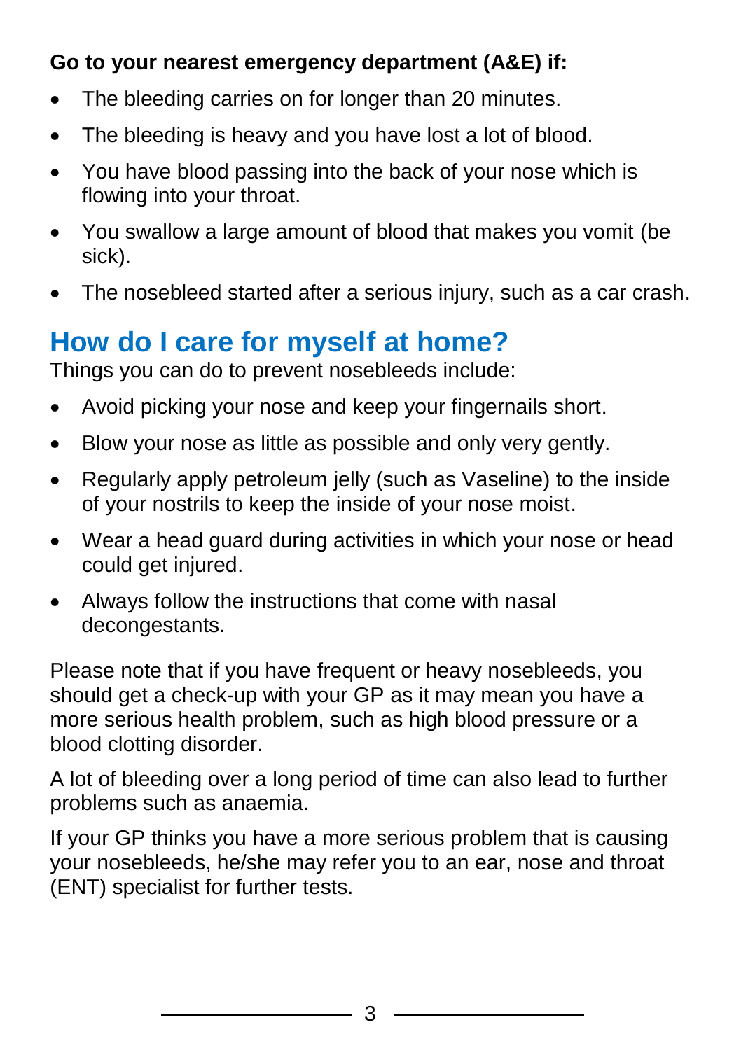**Go to your nearest emergency department (A&E) if:**

- The bleeding carries on for longer than 20 minutes.
- The bleeding is heavy and you have lost a lot of blood.
- You have blood passing into the back of your nose which is flowing into your throat.
- You swallow a large amount of blood that makes you vomit (be sick).
- The nosebleed started after a serious injury, such as a car crash.

## How do I care for myself at home?

Things you can do to prevent nosebleeds include:

- Avoid picking your nose and keep your fingernails short.
- Blow your nose as little as possible and only very gently.
- Regularly apply petroleum jelly (such as Vaseline) to the inside of your nostrils to keep the inside of your nose moist.
- Wear a head guard during activities in which your nose or head could get injured.
- Always follow the instructions that come with nasal decongestants.

Please note that if you have frequent or heavy nosebleeds, you should get a check-up with your GP as it may mean you have a more serious health problem, such as high blood pressure or a blood clotting disorder.

A lot of bleeding over a long period of time can also lead to further problems such as anaemia.

If your GP thinks you have a more serious problem that is causing your nosebleeds, he/she may refer you to an ear, nose and throat (ENT) specialist for further tests.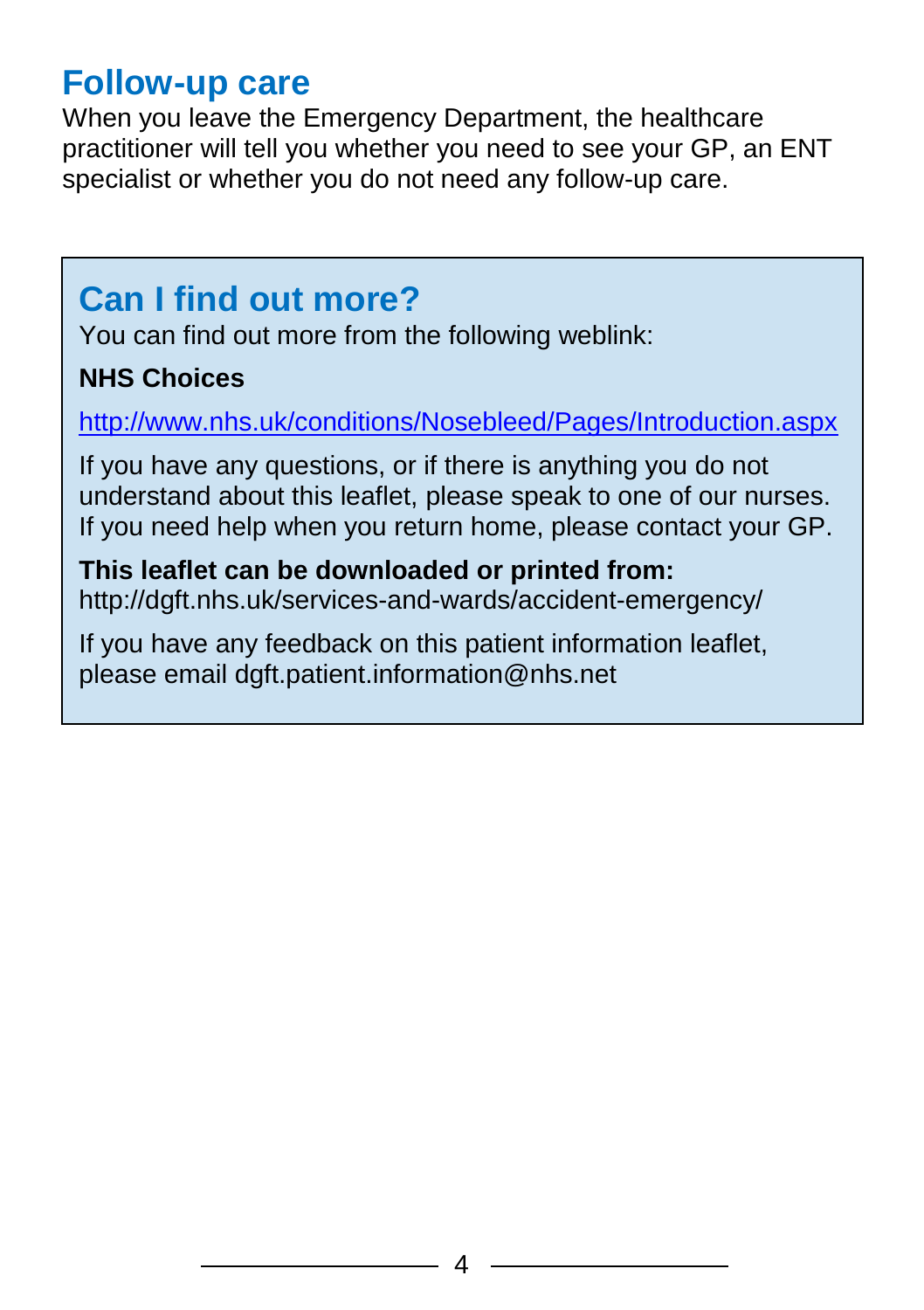## Follow-up care

When you leave the Emergency Department, the healthcare practitioner will tell you whether you need to see your GP, an ENT specialist or whether you do not need any follow-up care.

## Can I find out more?

You can find out more from the following weblink:

**NHS Choices**

http://www.nhs.uk/conditions/Nosebleed/Pages/Introduction.aspx

If you have any questions, or if there is anything you do not understand about this leaflet, please speak to one of our nurses. If you need help when you return home, please contact your GP.

**This leaflet can be downloaded or printed from:**
http://dgft.nhs.uk/services-and-wards/accident-emergency/

If you have any feedback on this patient information leaflet, please email dgft.patient.information@nhs.net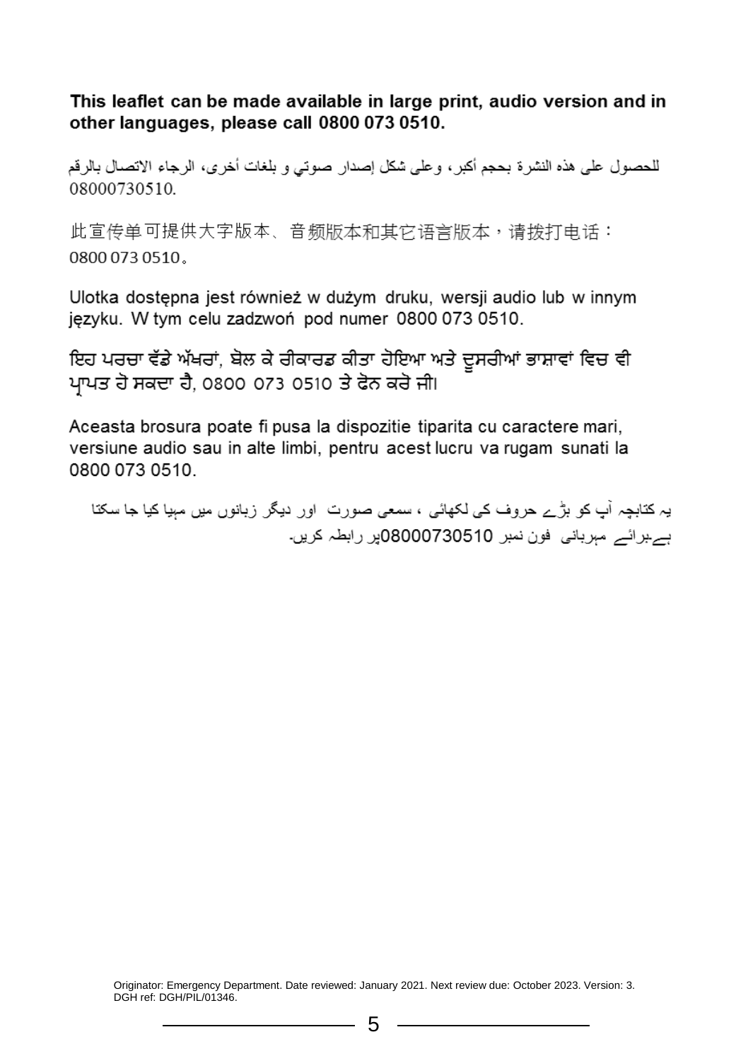**This leaflet can be made available in large print, audio version and in other languages, please call 0800 073 0510.**

للحصول على هذه النشرة بحجم أكبر، وعلى شكل إصدار صوتي و بلغات أخرى، الرجاء الاتصال بالرقم 08000730510.

此宣传单可提供大字版本、音频版本和其它语言版本，请拨打电话：0800 073 0510。

Ulotka dostępna jest również w dużym druku, wersji audio lub w innym języku. W tym celu zadzwoń pod numer 0800 073 0510.

ਇਹ ਪਰਚਾ ਵੱਡੇ ਅੱਖਰਾਂ, ਬੋਲ ਕੇ ਰੀਕਾਰਡ ਕੀਤਾ ਹੋਇਆ ਅਤੇ ਦੂਸਰੀਆਂ ਭਾਸ਼ਾਵਾਂ ਵਿਚ ਵੀ ਪ੍ਰਾਪਤ ਹੋ ਸਕਦਾ ਹੈ, 0800 073 0510 ਤੇ ਫੋਨ ਕਰੋ ਜੀ।

Aceasta brosura poate fi pusa la dispozitie tiparita cu caractere mari, versiune audio sau in alte limbi, pentru acest lucru va rugam sunati la 0800 073 0510.

یہ کتابچہ آپ کو بڑے حروف کی لکھائی ، سمعی صورت اور دیگر زبانوں میں مہیا کیا جا سکتا ہے۔برائے مہربانی فون نمبر 08000730510پر رابطہ کریں۔

Originator: Emergency Department. Date reviewed: January 2021. Next review due: October 2023. Version: 3. DGH ref: DGH/PIL/01346.